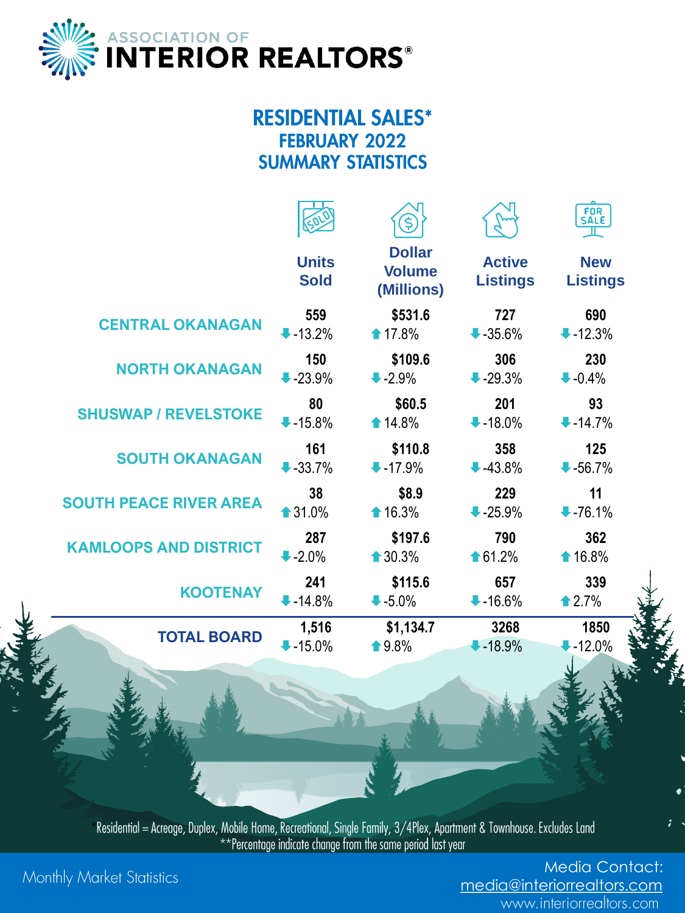ASSOCIATION OF **INTERIOR REALTORS®**

# RESIDENTIAL SALES*
## FEBRUARY 2022
## SUMMARY STATISTICS

| | Units Sold | Dollar Volume (Millions) | Active Listings | New Listings |
|---|---|---|---|---|
| **CENTRAL OKANAGAN** | 559<br>-13.2% | $531.6<br>17.8% | 727<br>-35.6% | 690<br>-12.3% |
| **NORTH OKANAGAN** | 150<br>-23.9% | $109.6<br>-2.9% | 306<br>-29.3% | 230<br>-0.4% |
| **SHUSWAP / REVELSTOKE** | 80<br>-15.8% | $60.5<br>14.8% | 201<br>-18.0% | 93<br>-14.7% |
| **SOUTH OKANAGAN** | 161<br>-33.7% | $110.8<br>-17.9% | 358<br>-43.8% | 125<br>-56.7% |
| **SOUTH PEACE RIVER AREA** | 38<br>31.0% | $8.9<br>16.3% | 229<br>-25.9% | 11<br>-76.1% |
| **KAMLOOPS AND DISTRICT** | 287<br>-2.0% | $197.6<br>30.3% | 790<br>61.2% | 362<br>16.8% |
| **KOOTENAY** | 241<br>-14.8% | $115.6<br>-5.0% | 657<br>-16.6% | 339<br>2.7% |
| **TOTAL BOARD** | 1,516<br>-15.0% | $1,134.7<br>9.8% | 3268<br>-18.9% | 1850<br>-12.0% |

*Residential = Acreage, Duplex, Mobile Home, Recreational, Single Family, 3/4Plex, Apartment & Townhouse. Excludes Land
**Percentage indicate change from the same period last year

Monthly Market Statistics

Media Contact:
media@interiorrealtors.com
www.interiorrealtors.com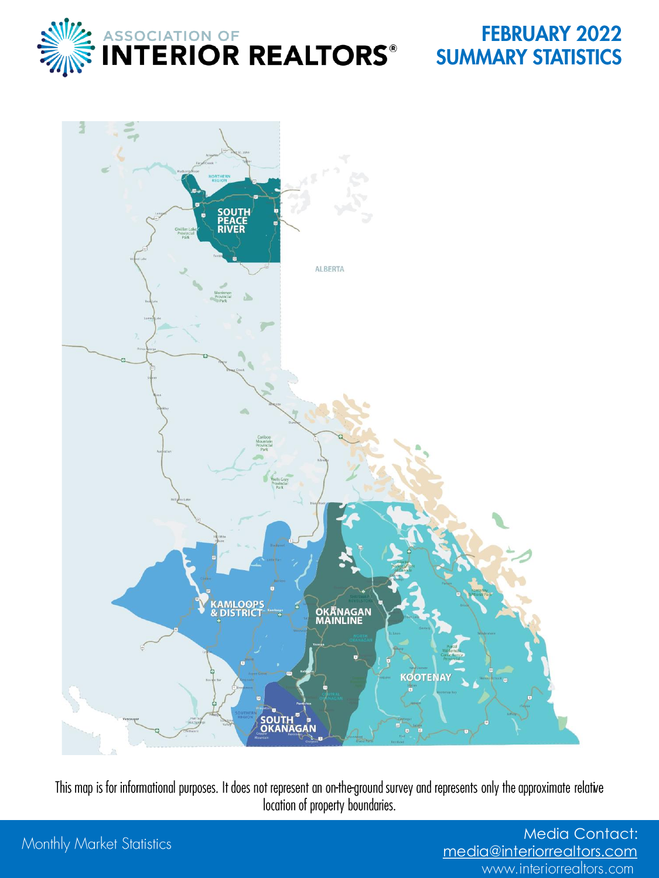# FEBRUARY 2022 SUMMARY STATISTICS

ASSOCIATION OF INTERIOR REALTORS®

SOUTH PEACE RIVER

KAMLOOPS & DISTRICT

OKANAGAN MAINLINE

KOOTENAY

SOUTH OKANAGAN

This map is for informational purposes. It does not represent an on-the-ground survey and represents only the approximate relative location of property boundaries.

Monthly Market Statistics

Media Contact:
media@interiorrealtors.com
www.interiorrealtors.com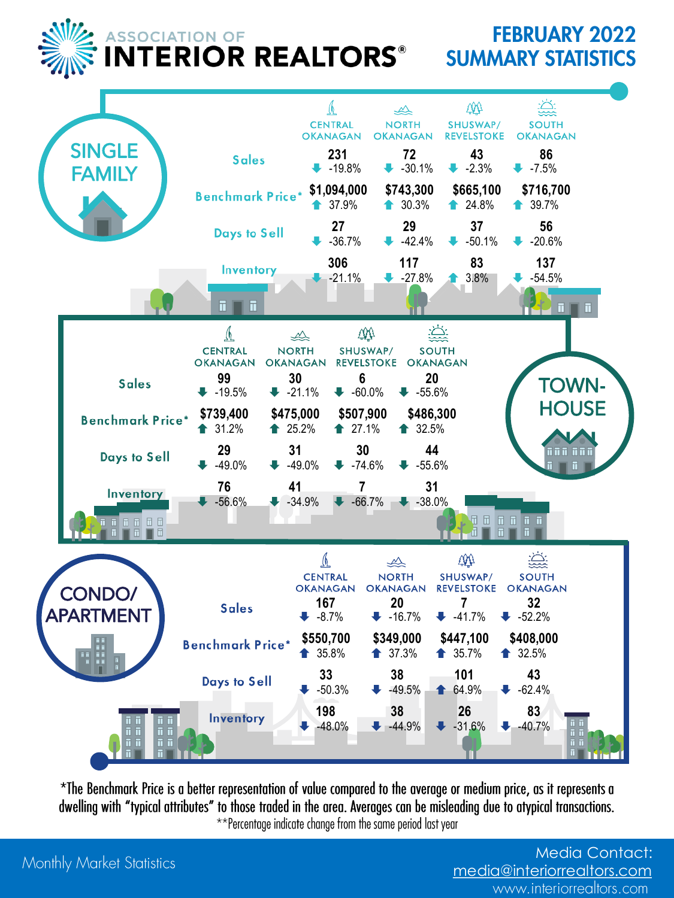# ASSOCIATION OF INTERIOR REALTORS®

## FEBRUARY 2022 SUMMARY STATISTICS

### SINGLE FAMILY

| | CENTRAL OKANAGAN | NORTH OKANAGAN | SHUSWAP/ REVELSTOKE | SOUTH OKANAGAN |
|---|---|---|---|---|
| Sales | 231 ↓ -19.8% | 72 ↓ -30.1% | 43 ↓ -2.3% | 86 ↓ -7.5% |
| Benchmark Price* | $1,094,000 ↑ 37.9% | $743,300 ↑ 30.3% | $665,100 ↑ 24.8% | $716,700 ↑ 39.7% |
| Days to Sell | 27 ↓ -36.7% | 29 ↓ -42.4% | 37 ↓ -50.1% | 56 ↓ -20.6% |
| Inventory | 306 ↓ -21.1% | 117 ↓ -27.8% | 83 ↑ 3.8% | 137 ↓ -54.5% |

### TOWNHOUSE

| | CENTRAL OKANAGAN | NORTH OKANAGAN | SHUSWAP/ REVELSTOKE | SOUTH OKANAGAN |
|---|---|---|---|---|
| Sales | 99 ↓ -19.5% | 30 ↓ -21.1% | 6 ↓ -60.0% | 20 ↓ -55.6% |
| Benchmark Price* | $739,400 ↑ 31.2% | $475,000 ↑ 25.2% | $507,900 ↑ 27.1% | $486,300 ↑ 32.5% |
| Days to Sell | 29 ↓ -49.0% | 31 ↓ -49.0% | 30 ↓ -74.6% | 44 ↓ -55.6% |
| Inventory | 76 ↓ -56.6% | 41 ↓ -34.9% | 7 ↓ -66.7% | 31 ↓ -38.0% |

### CONDO/APARTMENT

| | CENTRAL OKANAGAN | NORTH OKANAGAN | SHUSWAP/ REVELSTOKE | SOUTH OKANAGAN |
|---|---|---|---|---|
| Sales | 167 ↓ -8.7% | 20 ↓ -16.7% | 7 ↓ -41.7% | 32 ↓ -52.2% |
| Benchmark Price* | $550,700 ↑ 35.8% | $349,000 ↑ 37.3% | $447,100 ↑ 35.7% | $408,000 ↑ 32.5% |
| Days to Sell | 33 ↓ -50.3% | 38 ↓ -49.5% | 101 ↑ 64.9% | 43 ↓ -62.4% |
| Inventory | 198 ↓ -48.0% | 38 ↓ -44.9% | 26 ↓ -31.6% | 83 ↓ -40.7% |

*The Benchmark Price is a better representation of value compared to the average or medium price, as it represents a dwelling with "typical attributes" to those traded in the area. Averages can be misleading due to atypical transactions.

**Percentage indicate change from the same period last year

Monthly Market Statistics

Media Contact:
media@interiorrealtors.com
www.interiorrealtors.com